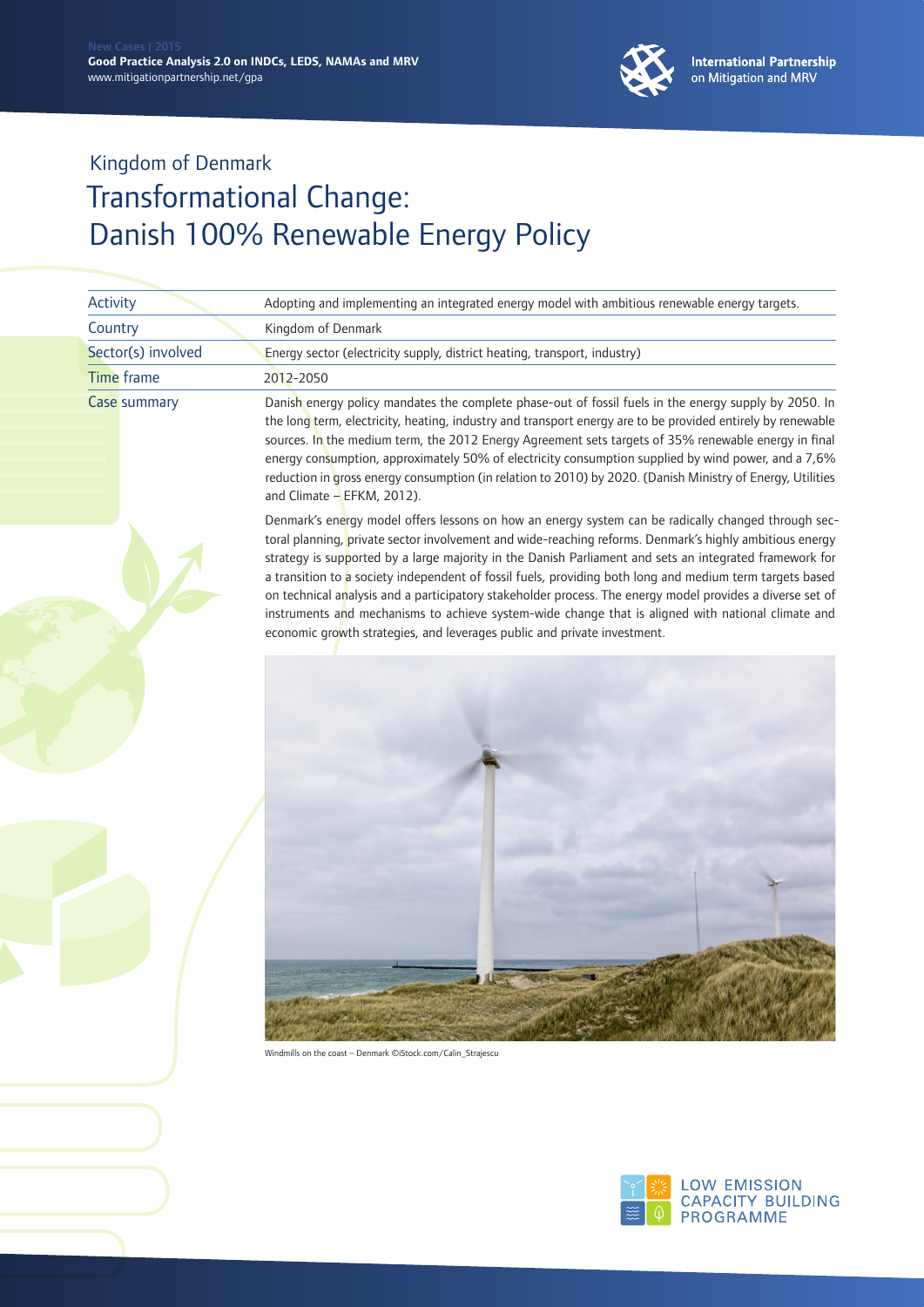New Cases | 2015
**Good Practice Analysis 2.0 on INDCs, LEDS, NAMAs and MRV**
www.mitigationpartnership.net/gpa

International Partnership on Mitigation and MRV

## Kingdom of Denmark

# Transformational Change: Danish 100% Renewable Energy Policy

| | |
|---|---|
| Activity | Adopting and implementing an integrated energy model with ambitious renewable energy targets. |
| Country | Kingdom of Denmark |
| Sector(s) involved | Energy sector (electricity supply, district heating, transport, industry) |
| Time frame | 2012-2050 |
| Case summary | Danish energy policy mandates the complete phase-out of fossil fuels in the energy supply by 2050. In the long term, electricity, heating, industry and transport energy are to be provided entirely by renewable sources. In the medium term, the 2012 Energy Agreement sets targets of 35% renewable energy in final energy consumption, approximately 50% of electricity consumption supplied by wind power, and a 7,6% reduction in gross energy consumption (in relation to 2010) by 2020. (Danish Ministry of Energy, Utilities and Climate – EFKM, 2012).<br><br>Denmark's energy model offers lessons on how an energy system can be radically changed through sectoral planning, private sector involvement and wide-reaching reforms. Denmark's highly ambitious energy strategy is supported by a large majority in the Danish Parliament and sets an integrated framework for a transition to a society independent of fossil fuels, providing both long and medium term targets based on technical analysis and a participatory stakeholder process. The energy model provides a diverse set of instruments and mechanisms to achieve system-wide change that is aligned with national climate and economic growth strategies, and leverages public and private investment. |

Windmills on the coast – Denmark ©iStock.com/Calin_Strajescu

LOW EMISSION CAPACITY BUILDING PROGRAMME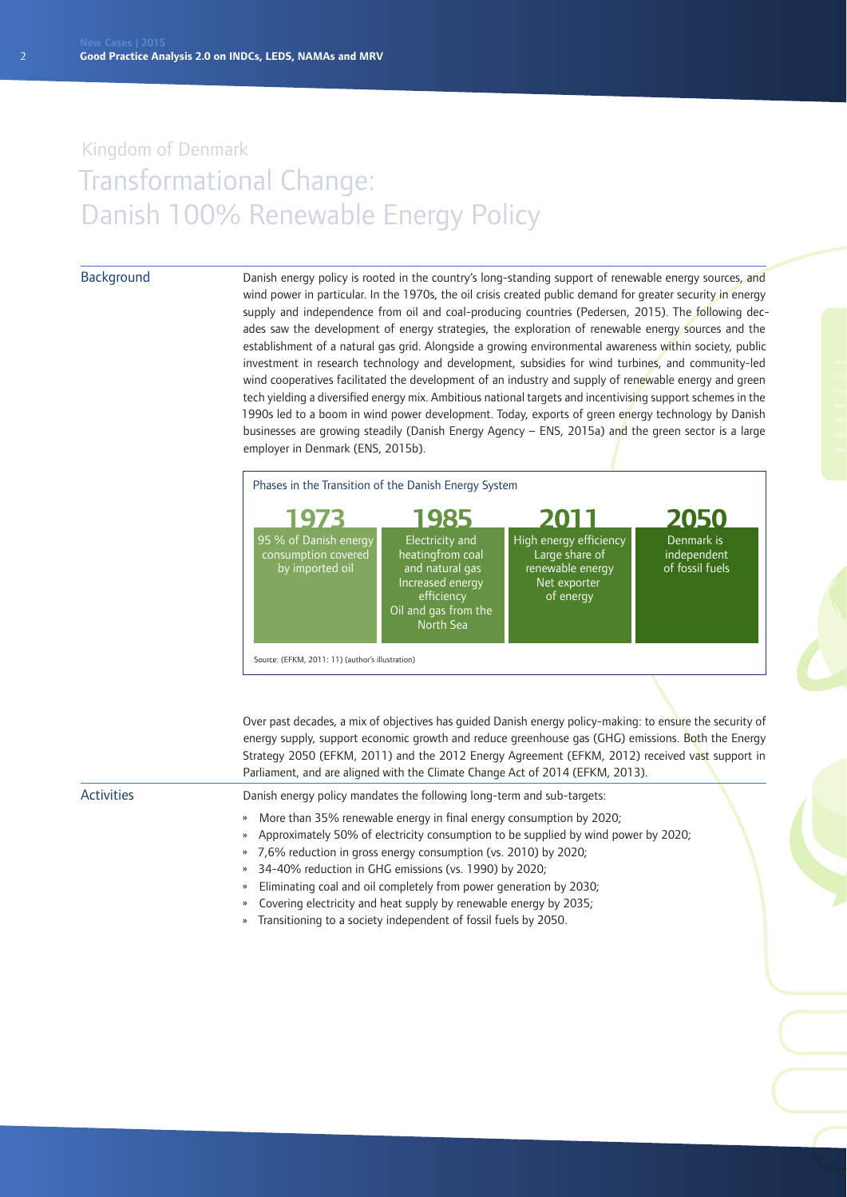Kingdom of Denmark

# Transformational Change: Danish 100% Renewable Energy Policy

## Background

Danish energy policy is rooted in the country's long-standing support of renewable energy sources, and wind power in particular. In the 1970s, the oil crisis created public demand for greater security in energy supply and independence from oil and coal-producing countries (Pedersen, 2015). The following decades saw the development of energy strategies, the exploration of renewable energy sources and the establishment of a natural gas grid. Alongside a growing environmental awareness within society, public investment in research technology and development, subsidies for wind turbines, and community-led wind cooperatives facilitated the development of an industry and supply of renewable energy and green tech yielding a diversified energy mix. Ambitious national targets and incentivising support schemes in the 1990s led to a boom in wind power development. Today, exports of green energy technology by Danish businesses are growing steadily (Danish Energy Agency – ENS, 2015a) and the green sector is a large employer in Denmark (ENS, 2015b).

**Phases in the Transition of the Danish Energy System**

| 1973 | 1985 | 2011 | 2050 |
|---|---|---|---|
| 95 % of Danish energy consumption covered by imported oil | Electricity and heatingfrom coal and natural gas<br>Increased energy efficiency<br>Oil and gas from the North Sea | High energy efficiency<br>Large share of renewable energy<br>Net exporter of energy | Denmark is independent of fossil fuels |

Source: (EFKM, 2011: 11) (author's illustration)

Over past decades, a mix of objectives has guided Danish energy policy-making: to ensure the security of energy supply, support economic growth and reduce greenhouse gas (GHG) emissions. Both the Energy Strategy 2050 (EFKM, 2011) and the 2012 Energy Agreement (EFKM, 2012) received vast support in Parliament, and are aligned with the Climate Change Act of 2014 (EFKM, 2013).

## Activities

Danish energy policy mandates the following long-term and sub-targets:

- More than 35% renewable energy in final energy consumption by 2020;
- Approximately 50% of electricity consumption to be supplied by wind power by 2020;
- 7,6% reduction in gross energy consumption (vs. 2010) by 2020;
- 34-40% reduction in GHG emissions (vs. 1990) by 2020;
- Eliminating coal and oil completely from power generation by 2030;
- Covering electricity and heat supply by renewable energy by 2035;
- Transitioning to a society independent of fossil fuels by 2050.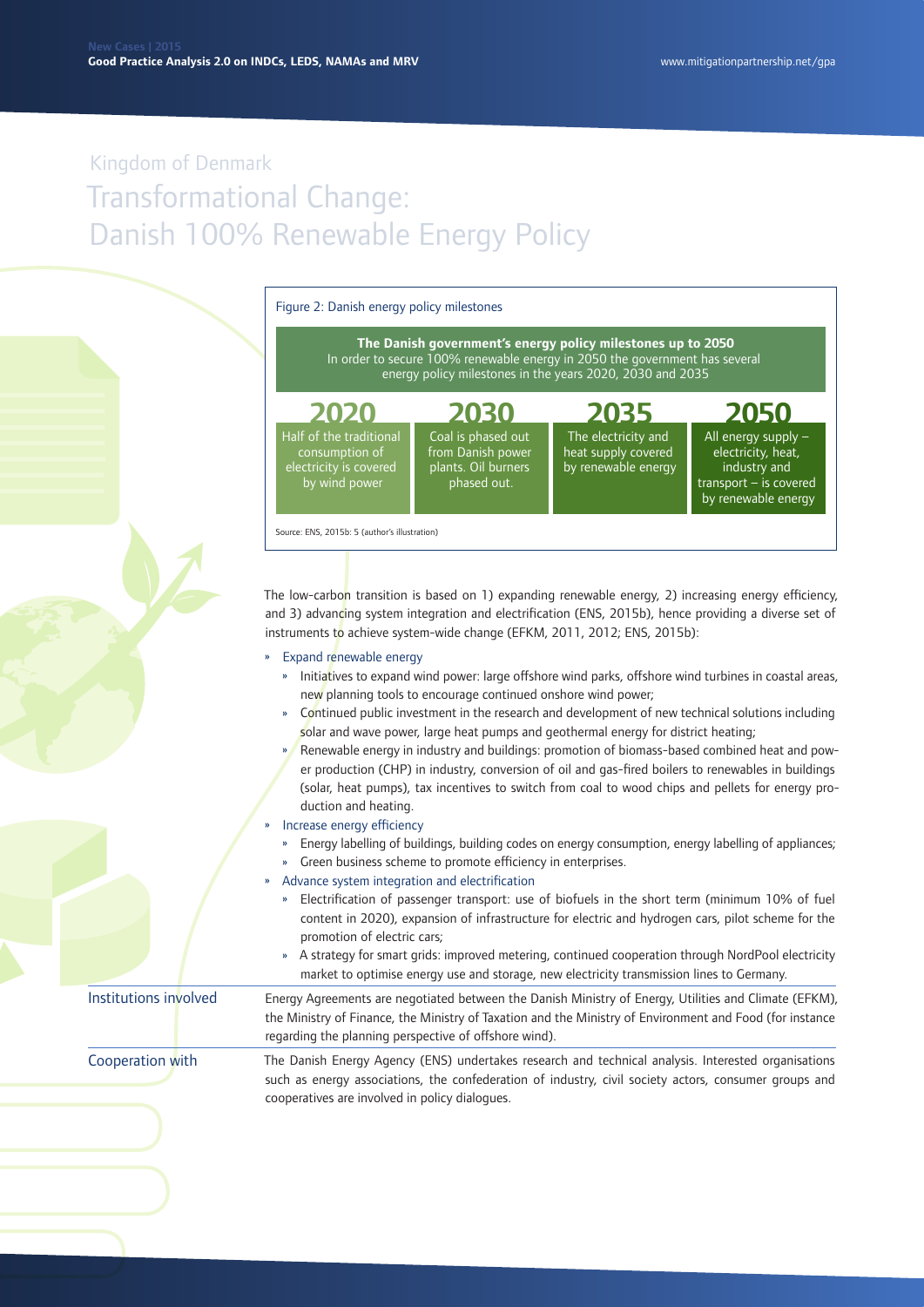Kingdom of Denmark

# Transformational Change: Danish 100% Renewable Energy Policy

Figure 2: Danish energy policy milestones

**The Danish government's energy policy milestones up to 2050**
In order to secure 100% renewable energy in 2050 the government has several energy policy milestones in the years 2020, 2030 and 2035

| 2020 | 2030 | 2035 | 2050 |
|---|---|---|---|
| Half of the traditional consumption of electricity is covered by wind power | Coal is phased out from Danish power plants. Oil burners phased out. | The electricity and heat supply covered by renewable energy | All energy supply – electricity, heat, industry and transport – is covered by renewable energy |

Source: ENS, 2015b: 5 (author's illustration)

The low-carbon transition is based on 1) expanding renewable energy, 2) increasing energy efficiency, and 3) advancing system integration and electrification (ENS, 2015b), hence providing a diverse set of instruments to achieve system-wide change (EFKM, 2011, 2012; ENS, 2015b):

- Expand renewable energy
  - Initiatives to expand wind power: large offshore wind parks, offshore wind turbines in coastal areas, new planning tools to encourage continued onshore wind power;
  - Continued public investment in the research and development of new technical solutions including solar and wave power, large heat pumps and geothermal energy for district heating;
  - Renewable energy in industry and buildings: promotion of biomass-based combined heat and power production (CHP) in industry, conversion of oil and gas-fired boilers to renewables in buildings (solar, heat pumps), tax incentives to switch from coal to wood chips and pellets for energy production and heating.
- Increase energy efficiency
  - Energy labelling of buildings, building codes on energy consumption, energy labelling of appliances;
  - Green business scheme to promote efficiency in enterprises.
- Advance system integration and electrification
  - Electrification of passenger transport: use of biofuels in the short term (minimum 10% of fuel content in 2020), expansion of infrastructure for electric and hydrogen cars, pilot scheme for the promotion of electric cars;
  - A strategy for smart grids: improved metering, continued cooperation through NordPool electricity market to optimise energy use and storage, new electricity transmission lines to Germany.

**Institutions involved**

Energy Agreements are negotiated between the Danish Ministry of Energy, Utilities and Climate (EFKM), the Ministry of Finance, the Ministry of Taxation and the Ministry of Environment and Food (for instance regarding the planning perspective of offshore wind).

**Cooperation with**

The Danish Energy Agency (ENS) undertakes research and technical analysis. Interested organisations such as energy associations, the confederation of industry, civil society actors, consumer groups and cooperatives are involved in policy dialogues.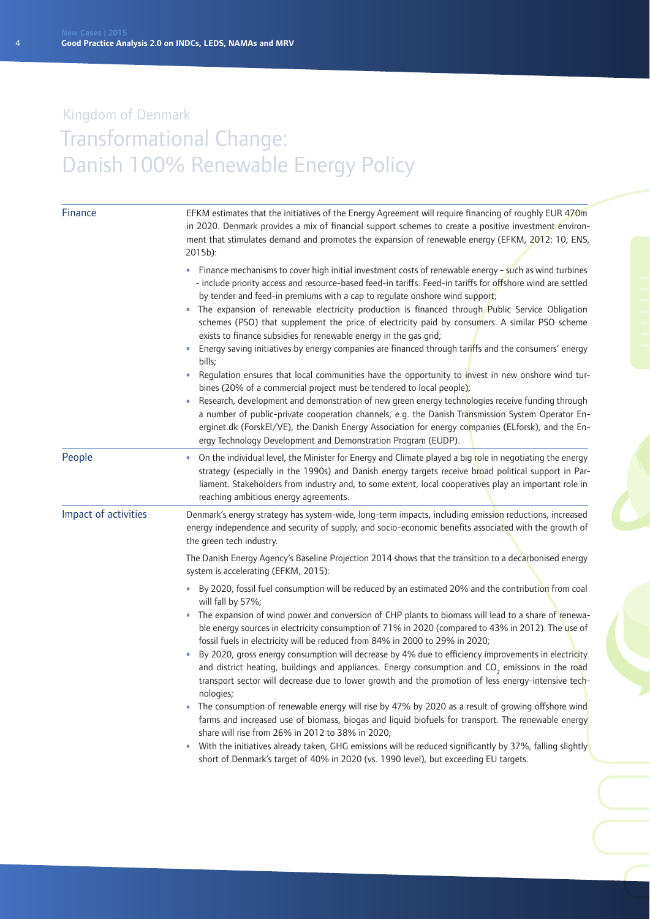Kingdom of Denmark

# Transformational Change: Danish 100% Renewable Energy Policy

## Finance

EFKM estimates that the initiatives of the Energy Agreement will require financing of roughly EUR 470m in 2020. Denmark provides a mix of financial support schemes to create a positive investment environment that stimulates demand and promotes the expansion of renewable energy (EFKM, 2012: 10; ENS, 2015b):

- Finance mechanisms to cover high initial investment costs of renewable energy - such as wind turbines - include priority access and resource-based feed-in tariffs. Feed-in tariffs for offshore wind are settled by tender and feed-in premiums with a cap to regulate onshore wind support;
- The expansion of renewable electricity production is financed through Public Service Obligation schemes (PSO) that supplement the price of electricity paid by consumers. A similar PSO scheme exists to finance subsidies for renewable energy in the gas grid;
- Energy saving initiatives by energy companies are financed through tariffs and the consumers' energy bills;
- Regulation ensures that local communities have the opportunity to invest in new onshore wind turbines (20% of a commercial project must be tendered to local people);
- Research, development and demonstration of new green energy technologies receive funding through a number of public-private cooperation channels, e.g. the Danish Transmission System Operator Energinet.dk (ForskEl/VE), the Danish Energy Association for energy companies (ELforsk), and the Energy Technology Development and Demonstration Program (EUDP).

## People

- On the individual level, the Minister for Energy and Climate played a big role in negotiating the energy strategy (especially in the 1990s) and Danish energy targets receive broad political support in Parliament. Stakeholders from industry and, to some extent, local cooperatives play an important role in reaching ambitious energy agreements.

## Impact of activities

Denmark's energy strategy has system-wide, long-term impacts, including emission reductions, increased energy independence and security of supply, and socio-economic benefits associated with the growth of the green tech industry.

The Danish Energy Agency's Baseline Projection 2014 shows that the transition to a decarbonised energy system is accelerating (EFKM, 2015):

- By 2020, fossil fuel consumption will be reduced by an estimated 20% and the contribution from coal will fall by 57%;
- The expansion of wind power and conversion of CHP plants to biomass will lead to a share of renewable energy sources in electricity consumption of 71% in 2020 (compared to 43% in 2012). The use of fossil fuels in electricity will be reduced from 84% in 2000 to 29% in 2020;
- By 2020, gross energy consumption will decrease by 4% due to efficiency improvements in electricity and district heating, buildings and appliances. Energy consumption and $CO_2$ emissions in the road transport sector will decrease due to lower growth and the promotion of less energy-intensive technologies;
- The consumption of renewable energy will rise by 47% by 2020 as a result of growing offshore wind farms and increased use of biomass, biogas and liquid biofuels for transport. The renewable energy share will rise from 26% in 2012 to 38% in 2020;
- With the initiatives already taken, GHG emissions will be reduced significantly by 37%, falling slightly short of Denmark's target of 40% in 2020 (vs. 1990 level), but exceeding EU targets.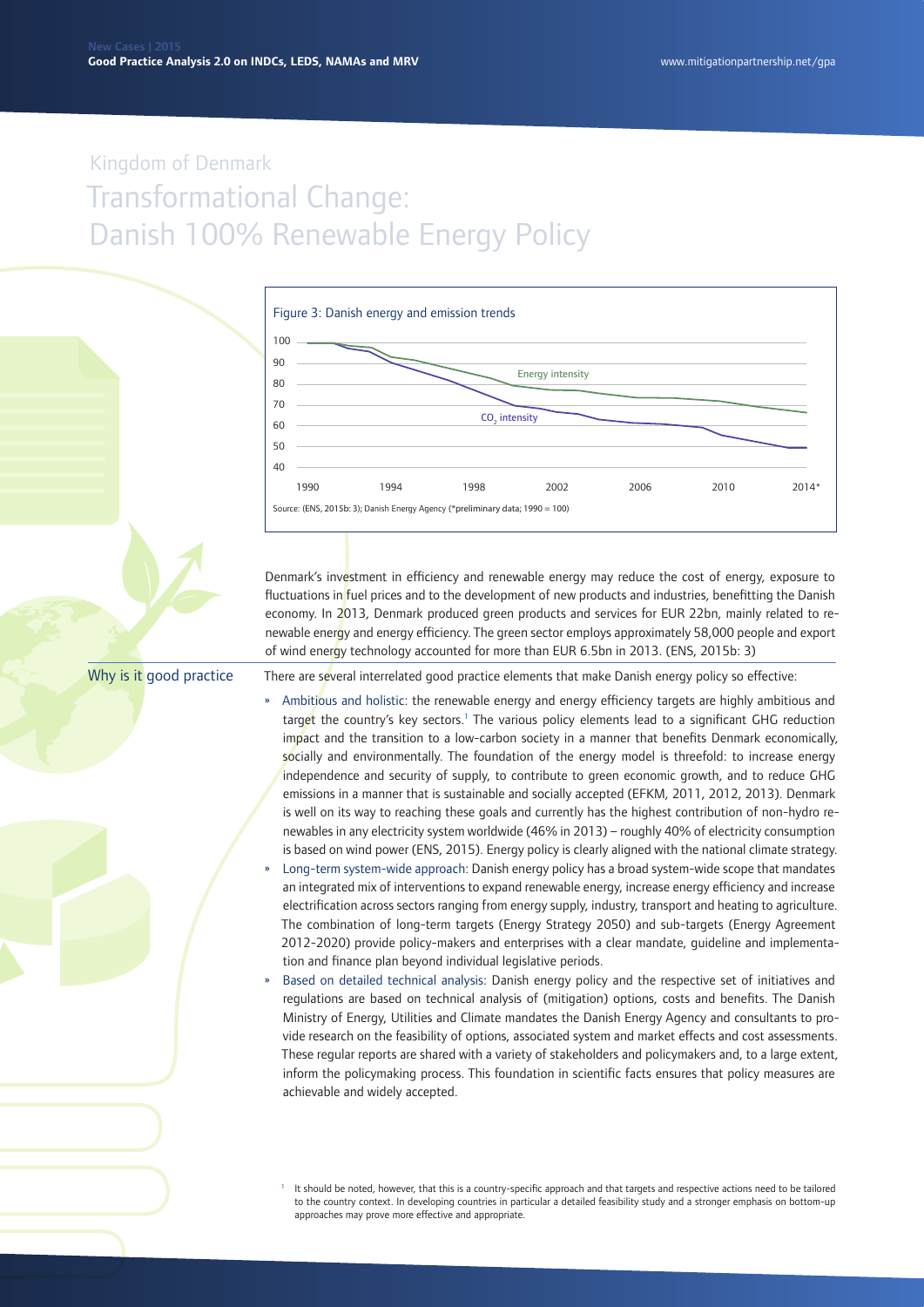Kingdom of Denmark

# Transformational Change: Danish 100% Renewable Energy Policy

Figure 3: Danish energy and emission trends

Source: (ENS, 2015b: 3); Danish Energy Agency (*preliminary data; 1990 = 100)

Denmark's investment in efficiency and renewable energy may reduce the cost of energy, exposure to fluctuations in fuel prices and to the development of new products and industries, benefitting the Danish economy. In 2013, Denmark produced green products and services for EUR 22bn, mainly related to renewable energy and energy efficiency. The green sector employs approximately 58,000 people and export of wind energy technology accounted for more than EUR 6.5bn in 2013. (ENS, 2015b: 3)

## Why is it good practice

There are several interrelated good practice elements that make Danish energy policy so effective:

- Ambitious and holistic: the renewable energy and energy efficiency targets are highly ambitious and target the country's key sectors.[1] The various policy elements lead to a significant GHG reduction impact and the transition to a low-carbon society in a manner that benefits Denmark economically, socially and environmentally. The foundation of the energy model is threefold: to increase energy independence and security of supply, to contribute to green economic growth, and to reduce GHG emissions in a manner that is sustainable and socially accepted (EFKM, 2011, 2012, 2013). Denmark is well on its way to reaching these goals and currently has the highest contribution of non-hydro renewables in any electricity system worldwide (46% in 2013) – roughly 40% of electricity consumption is based on wind power (ENS, 2015). Energy policy is clearly aligned with the national climate strategy.
- Long-term system-wide approach: Danish energy policy has a broad system-wide scope that mandates an integrated mix of interventions to expand renewable energy, increase energy efficiency and increase electrification across sectors ranging from energy supply, industry, transport and heating to agriculture. The combination of long-term targets (Energy Strategy 2050) and sub-targets (Energy Agreement 2012-2020) provide policy-makers and enterprises with a clear mandate, guideline and implementation and finance plan beyond individual legislative periods.
- Based on detailed technical analysis: Danish energy policy and the respective set of initiatives and regulations are based on technical analysis of (mitigation) options, costs and benefits. The Danish Ministry of Energy, Utilities and Climate mandates the Danish Energy Agency and consultants to provide research on the feasibility of options, associated system and market effects and cost assessments. These regular reports are shared with a variety of stakeholders and policymakers and, to a large extent, inform the policymaking process. This foundation in scientific facts ensures that policy measures are achievable and widely accepted.

[1] It should be noted, however, that this is a country-specific approach and that targets and respective actions need to be tailored to the country context. In developing countries in particular a detailed feasibility study and a stronger emphasis on bottom-up approaches may prove more effective and appropriate.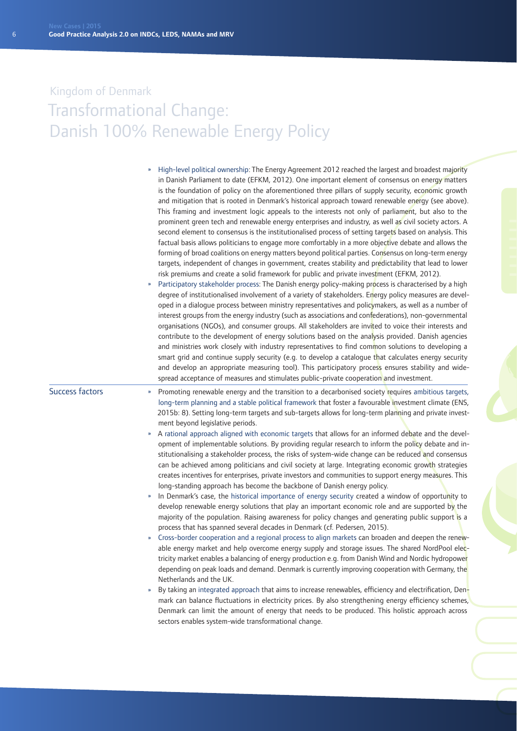Kingdom of Denmark

# Transformational Change: Danish 100% Renewable Energy Policy

- High-level political ownership: The Energy Agreement 2012 reached the largest and broadest majority in Danish Parliament to date (EFKM, 2012). One important element of consensus on energy matters is the foundation of policy on the aforementioned three pillars of supply security, economic growth and mitigation that is rooted in Denmark's historical approach toward renewable energy (see above). This framing and investment logic appeals to the interests not only of parliament, but also to the prominent green tech and renewable energy enterprises and industry, as well as civil society actors. A second element to consensus is the institutionalised process of setting targets based on analysis. This factual basis allows politicians to engage more comfortably in a more objective debate and allows the forming of broad coalitions on energy matters beyond political parties. Consensus on long-term energy targets, independent of changes in government, creates stability and predictability that lead to lower risk premiums and create a solid framework for public and private investment (EFKM, 2012).
- Participatory stakeholder process: The Danish energy policy-making process is characterised by a high degree of institutionalised involvement of a variety of stakeholders. Energy policy measures are developed in a dialogue process between ministry representatives and policymakers, as well as a number of interest groups from the energy industry (such as associations and confederations), non-governmental organisations (NGOs), and consumer groups. All stakeholders are invited to voice their interests and contribute to the development of energy solutions based on the analysis provided. Danish agencies and ministries work closely with industry representatives to find common solutions to developing a smart grid and continue supply security (e.g. to develop a catalogue that calculates energy security and develop an appropriate measuring tool). This participatory process ensures stability and widespread acceptance of measures and stimulates public-private cooperation and investment.

## Success factors

- Promoting renewable energy and the transition to a decarbonised society requires ambitious targets, long-term planning and a stable political framework that foster a favourable investment climate (ENS, 2015b: 8). Setting long-term targets and sub-targets allows for long-term planning and private investment beyond legislative periods.
- A rational approach aligned with economic targets that allows for an informed debate and the development of implementable solutions. By providing regular research to inform the policy debate and institutionalising a stakeholder process, the risks of system-wide change can be reduced and consensus can be achieved among politicians and civil society at large. Integrating economic growth strategies creates incentives for enterprises, private investors and communities to support energy measures. This long-standing approach has become the backbone of Danish energy policy.
- In Denmark's case, the historical importance of energy security created a window of opportunity to develop renewable energy solutions that play an important economic role and are supported by the majority of the population. Raising awareness for policy changes and generating public support is a process that has spanned several decades in Denmark (cf. Pedersen, 2015).
- Cross-border cooperation and a regional process to align markets can broaden and deepen the renewable energy market and help overcome energy supply and storage issues. The shared NordPool electricity market enables a balancing of energy production e.g. from Danish Wind and Nordic hydropower depending on peak loads and demand. Denmark is currently improving cooperation with Germany, the Netherlands and the UK.
- By taking an integrated approach that aims to increase renewables, efficiency and electrification, Denmark can balance fluctuations in electricity prices. By also strengthening energy efficiency schemes, Denmark can limit the amount of energy that needs to be produced. This holistic approach across sectors enables system-wide transformational change.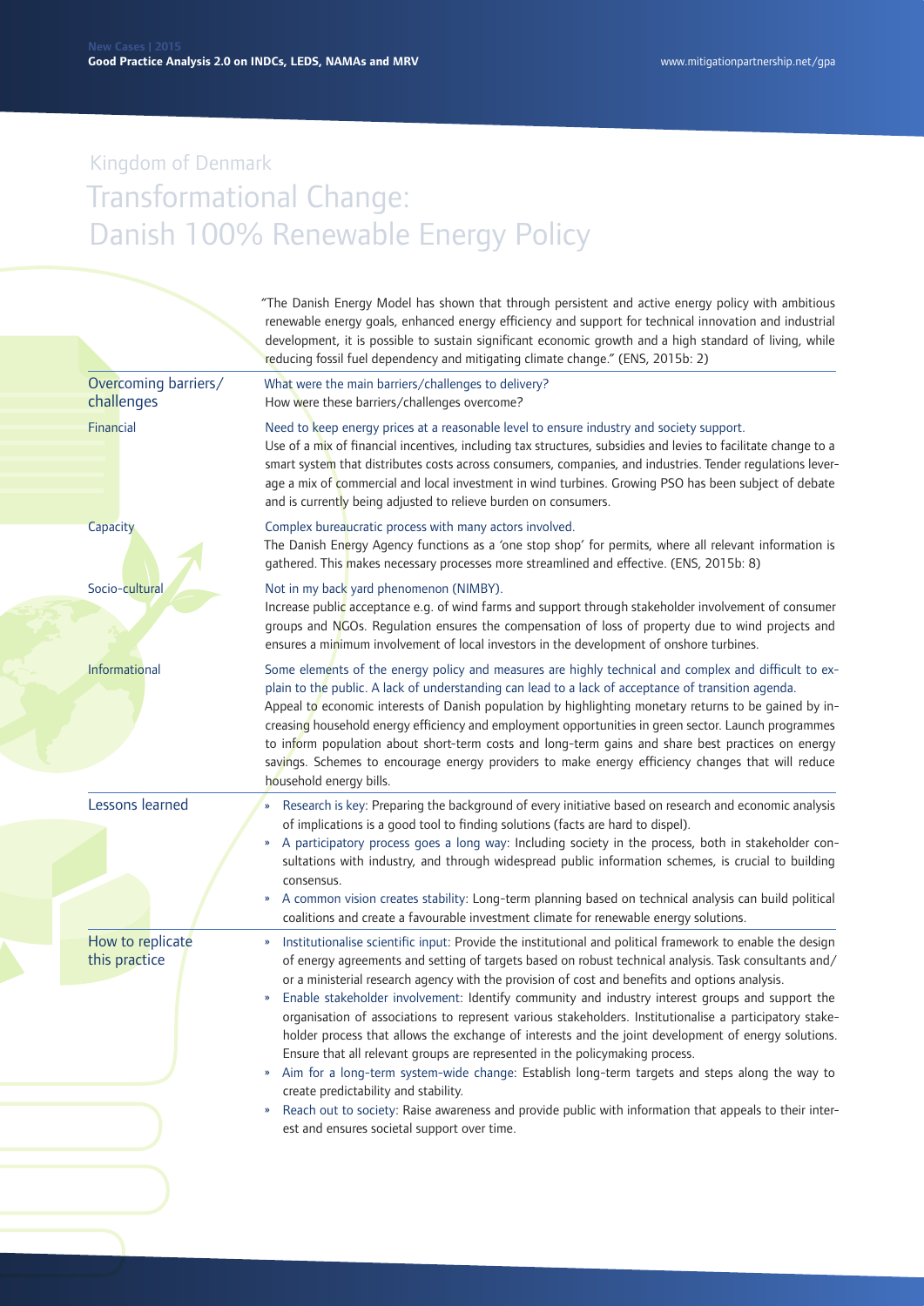Kingdom of Denmark

# Transformational Change: Danish 100% Renewable Energy Policy

"The Danish Energy Model has shown that through persistent and active energy policy with ambitious renewable energy goals, enhanced energy efficiency and support for technical innovation and industrial development, it is possible to sustain significant economic growth and a high standard of living, while reducing fossil fuel dependency and mitigating climate change." (ENS, 2015b: 2)

## Overcoming barriers/ challenges

What were the main barriers/challenges to delivery?
How were these barriers/challenges overcome?

**Financial**

Need to keep energy prices at a reasonable level to ensure industry and society support.
Use of a mix of financial incentives, including tax structures, subsidies and levies to facilitate change to a smart system that distributes costs across consumers, companies, and industries. Tender regulations leverage a mix of commercial and local investment in wind turbines. Growing PSO has been subject of debate and is currently being adjusted to relieve burden on consumers.

**Capacity**

Complex bureaucratic process with many actors involved.
The Danish Energy Agency functions as a 'one stop shop' for permits, where all relevant information is gathered. This makes necessary processes more streamlined and effective. (ENS, 2015b: 8)

**Socio-cultural**

Not in my back yard phenomenon (NIMBY).
Increase public acceptance e.g. of wind farms and support through stakeholder involvement of consumer groups and NGOs. Regulation ensures the compensation of loss of property due to wind projects and ensures a minimum involvement of local investors in the development of onshore turbines.

**Informational**

Some elements of the energy policy and measures are highly technical and complex and difficult to explain to the public. A lack of understanding can lead to a lack of acceptance of transition agenda.
Appeal to economic interests of Danish population by highlighting monetary returns to be gained by increasing household energy efficiency and employment opportunities in green sector. Launch programmes to inform population about short-term costs and long-term gains and share best practices on energy savings. Schemes to encourage energy providers to make energy efficiency changes that will reduce household energy bills.

## Lessons learned

- Research is key: Preparing the background of every initiative based on research and economic analysis of implications is a good tool to finding solutions (facts are hard to dispel).
- A participatory process goes a long way: Including society in the process, both in stakeholder consultations with industry, and through widespread public information schemes, is crucial to building consensus.
- A common vision creates stability: Long-term planning based on technical analysis can build political coalitions and create a favourable investment climate for renewable energy solutions.

## How to replicate this practice

- Institutionalise scientific input: Provide the institutional and political framework to enable the design of energy agreements and setting of targets based on robust technical analysis. Task consultants and/or a ministerial research agency with the provision of cost and benefits and options analysis.
- Enable stakeholder involvement: Identify community and industry interest groups and support the organisation of associations to represent various stakeholders. Institutionalise a participatory stakeholder process that allows the exchange of interests and the joint development of energy solutions. Ensure that all relevant groups are represented in the policymaking process.
- Aim for a long-term system-wide change: Establish long-term targets and steps along the way to create predictability and stability.
- Reach out to society: Raise awareness and provide public with information that appeals to their interest and ensures societal support over time.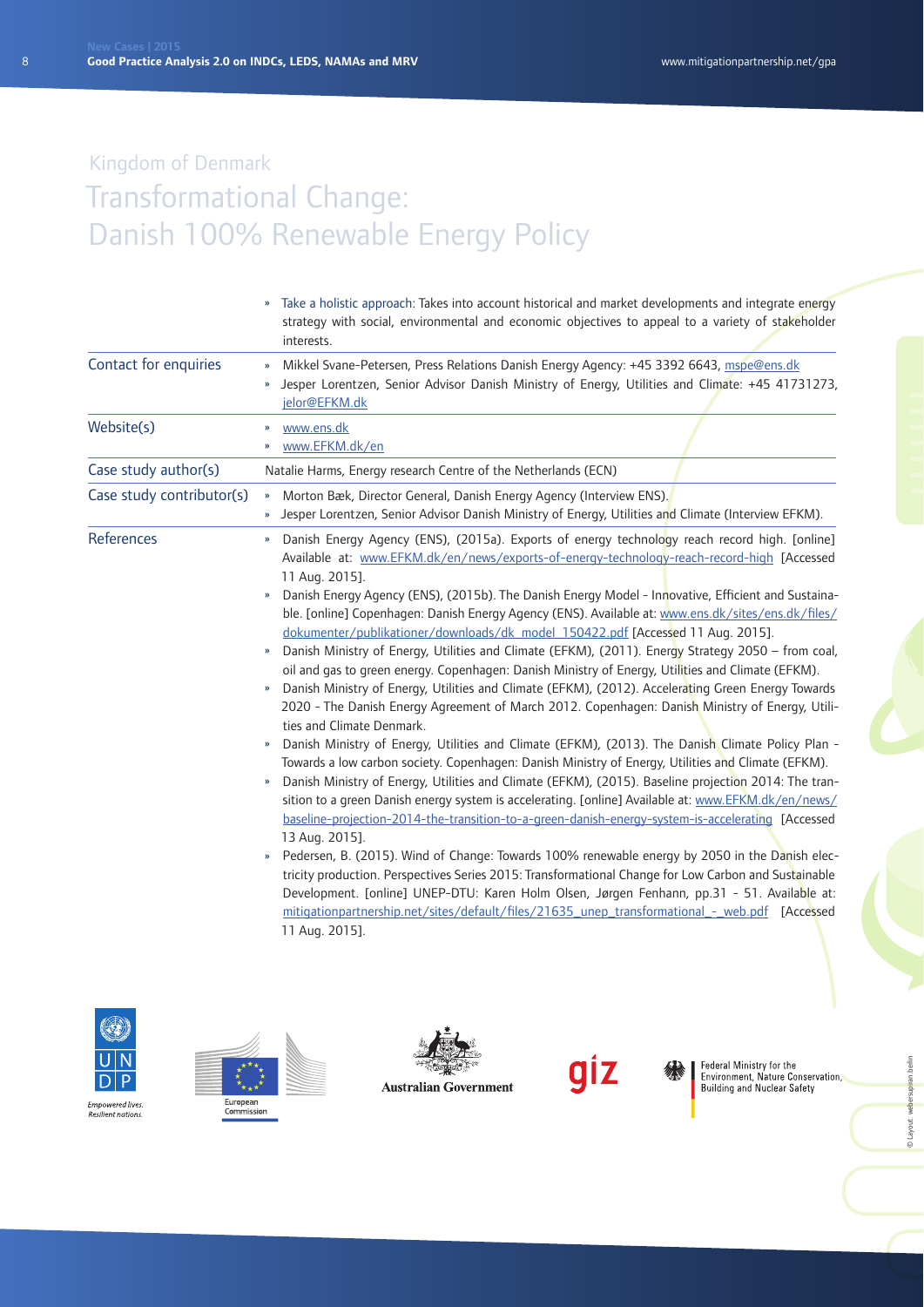Kingdom of Denmark

# Transformational Change: Danish 100% Renewable Energy Policy

| | |
|---|---|
| | » Take a holistic approach: Takes into account historical and market developments and integrate energy strategy with social, environmental and economic objectives to appeal to a variety of stakeholder interests. |
| Contact for enquiries | » Mikkel Svane-Petersen, Press Relations Danish Energy Agency: +45 3392 6643, mspe@ens.dk<br>» Jesper Lorentzen, Senior Advisor Danish Ministry of Energy, Utilities and Climate: +45 41731273, jelor@EFKM.dk |
| Website(s) | » www.ens.dk<br>» www.EFKM.dk/en |
| Case study author(s) | Natalie Harms, Energy research Centre of the Netherlands (ECN) |
| Case study contributor(s) | » Morton Bæk, Director General, Danish Energy Agency (Interview ENS).<br>» Jesper Lorentzen, Senior Advisor Danish Ministry of Energy, Utilities and Climate (Interview EFKM). |
| References | » Danish Energy Agency (ENS), (2015a). Exports of energy technology reach record high. [online] Available at: www.EFKM.dk/en/news/exports-of-energy-technology-reach-record-high [Accessed 11 Aug. 2015].<br>» Danish Energy Agency (ENS), (2015b). The Danish Energy Model - Innovative, Efficient and Sustainable. [online] Copenhagen: Danish Energy Agency (ENS). Available at: www.ens.dk/sites/ens.dk/files/dokumenter/publikationer/downloads/dk_model_150422.pdf [Accessed 11 Aug. 2015].<br>» Danish Ministry of Energy, Utilities and Climate (EFKM), (2011). Energy Strategy 2050 – from coal, oil and gas to green energy. Copenhagen: Danish Ministry of Energy, Utilities and Climate (EFKM).<br>» Danish Ministry of Energy, Utilities and Climate (EFKM), (2012). Accelerating Green Energy Towards 2020 - The Danish Energy Agreement of March 2012. Copenhagen: Danish Ministry of Energy, Utilities and Climate Denmark.<br>» Danish Ministry of Energy, Utilities and Climate (EFKM), (2013). The Danish Climate Policy Plan - Towards a low carbon society. Copenhagen: Danish Ministry of Energy, Utilities and Climate (EFKM).<br>» Danish Ministry of Energy, Utilities and Climate (EFKM), (2015). Baseline projection 2014: The transition to a green Danish energy system is accelerating. [online] Available at: www.EFKM.dk/en/news/baseline-projection-2014-the-transition-to-a-green-danish-energy-system-is-accelerating [Accessed 13 Aug. 2015].<br>» Pedersen, B. (2015). Wind of Change: Towards 100% renewable energy by 2050 in the Danish electricity production. Perspectives Series 2015: Transformational Change for Low Carbon and Sustainable Development. [online] UNEP-DTU: Karen Holm Olsen, Jørgen Fenhann, pp.31 - 51. Available at: mitigationpartnership.net/sites/default/files/21635_unep_transformational_-_web.pdf [Accessed 11 Aug. 2015]. |